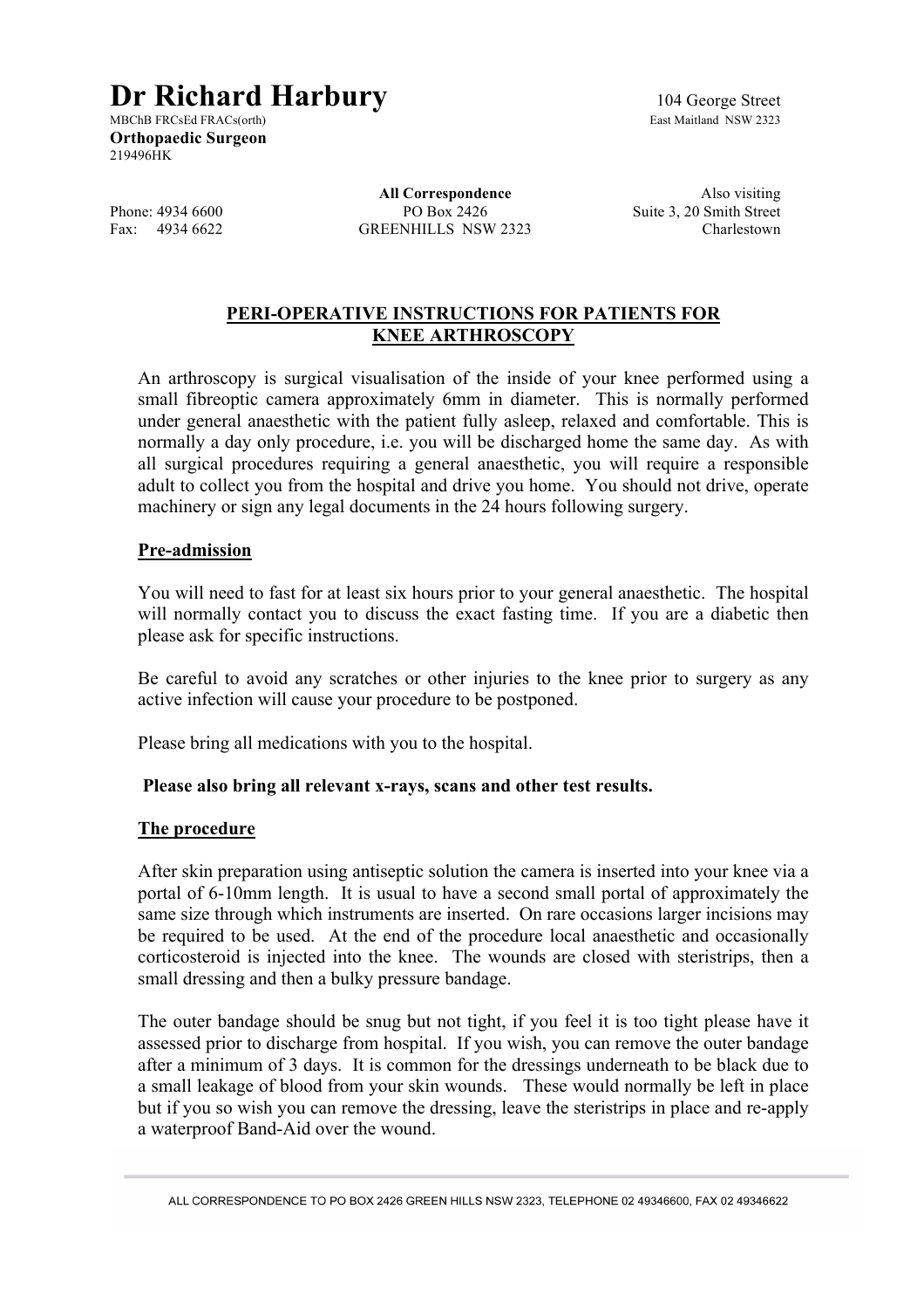# Dr Richard Harbury

MBChB FRCsEd FRACs(orth)
**Orthopaedic Surgeon**
219496HK

104 George Street
East Maitland NSW 2323

Phone: 4934 6600
Fax: 4934 6622

**All Correspondence**
PO Box 2426
GREENHILLS NSW 2323

Also visiting
Suite 3, 20 Smith Street
Charlestown

## PERI-OPERATIVE INSTRUCTIONS FOR PATIENTS FOR KNEE ARTHROSCOPY

An arthroscopy is surgical visualisation of the inside of your knee performed using a small fibreoptic camera approximately 6mm in diameter. This is normally performed under general anaesthetic with the patient fully asleep, relaxed and comfortable. This is normally a day only procedure, i.e. you will be discharged home the same day. As with all surgical procedures requiring a general anaesthetic, you will require a responsible adult to collect you from the hospital and drive you home. You should not drive, operate machinery or sign any legal documents in the 24 hours following surgery.

### Pre-admission

You will need to fast for at least six hours prior to your general anaesthetic. The hospital will normally contact you to discuss the exact fasting time. If you are a diabetic then please ask for specific instructions.

Be careful to avoid any scratches or other injuries to the knee prior to surgery as any active infection will cause your procedure to be postponed.

Please bring all medications with you to the hospital.

**Please also bring all relevant x-rays, scans and other test results.**

### The procedure

After skin preparation using antiseptic solution the camera is inserted into your knee via a portal of 6-10mm length. It is usual to have a second small portal of approximately the same size through which instruments are inserted. On rare occasions larger incisions may be required to be used. At the end of the procedure local anaesthetic and occasionally corticosteroid is injected into the knee. The wounds are closed with steristrips, then a small dressing and then a bulky pressure bandage.

The outer bandage should be snug but not tight, if you feel it is too tight please have it assessed prior to discharge from hospital. If you wish, you can remove the outer bandage after a minimum of 3 days. It is common for the dressings underneath to be black due to a small leakage of blood from your skin wounds. These would normally be left in place but if you so wish you can remove the dressing, leave the steristrips in place and re-apply a waterproof Band-Aid over the wound.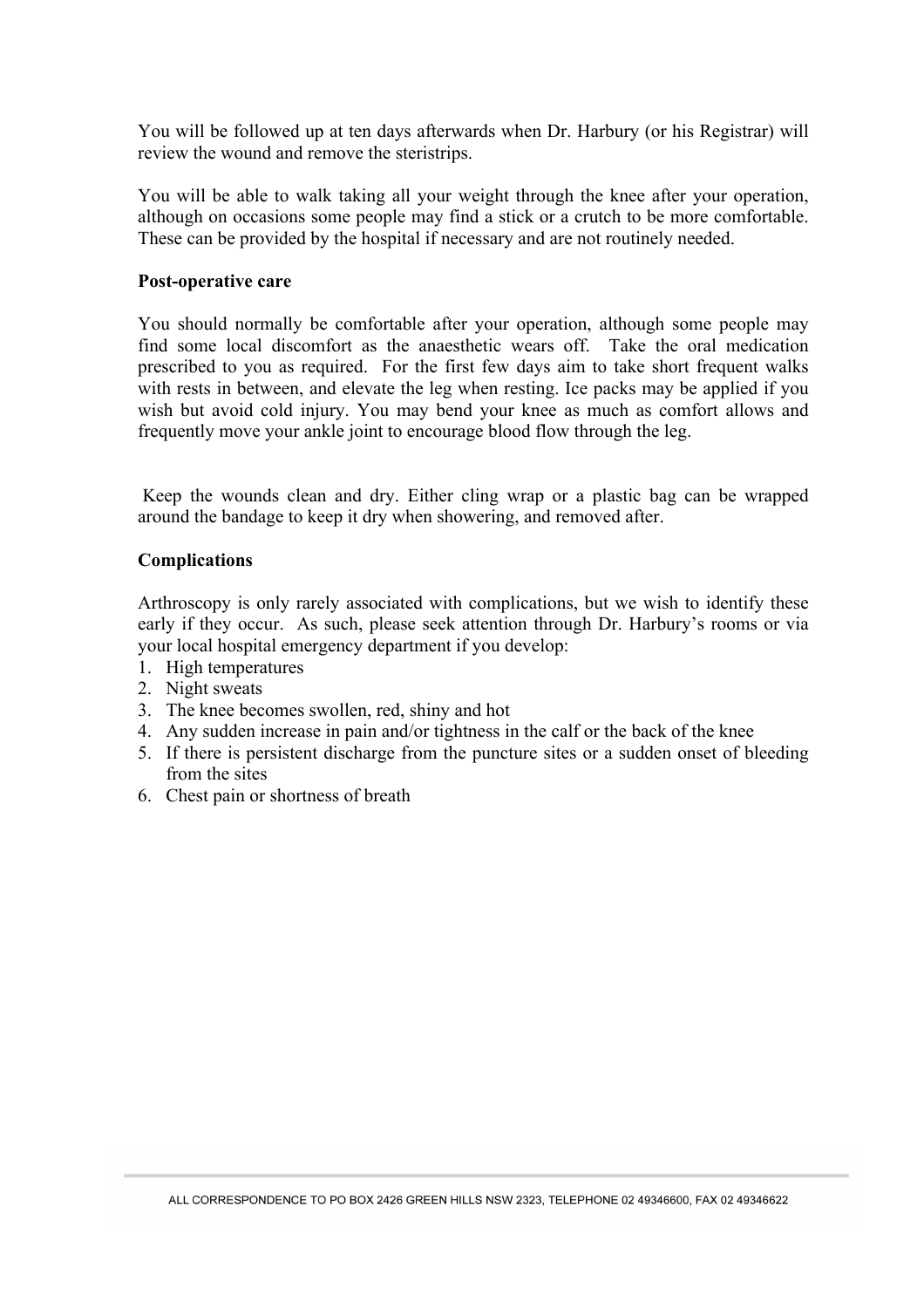You will be followed up at ten days afterwards when Dr. Harbury (or his Registrar) will review the wound and remove the steristrips.

You will be able to walk taking all your weight through the knee after your operation, although on occasions some people may find a stick or a crutch to be more comfortable. These can be provided by the hospital if necessary and are not routinely needed.

**Post-operative care**

You should normally be comfortable after your operation, although some people may find some local discomfort as the anaesthetic wears off. Take the oral medication prescribed to you as required. For the first few days aim to take short frequent walks with rests in between, and elevate the leg when resting. Ice packs may be applied if you wish but avoid cold injury. You may bend your knee as much as comfort allows and frequently move your ankle joint to encourage blood flow through the leg.

Keep the wounds clean and dry. Either cling wrap or a plastic bag can be wrapped around the bandage to keep it dry when showering, and removed after.

**Complications**

Arthroscopy is only rarely associated with complications, but we wish to identify these early if they occur. As such, please seek attention through Dr. Harbury's rooms or via your local hospital emergency department if you develop:

1. High temperatures
2. Night sweats
3. The knee becomes swollen, red, shiny and hot
4. Any sudden increase in pain and/or tightness in the calf or the back of the knee
5. If there is persistent discharge from the puncture sites or a sudden onset of bleeding from the sites
6. Chest pain or shortness of breath

ALL CORRESPONDENCE TO PO BOX 2426 GREEN HILLS NSW 2323, TELEPHONE 02 49346600, FAX 02 49346622